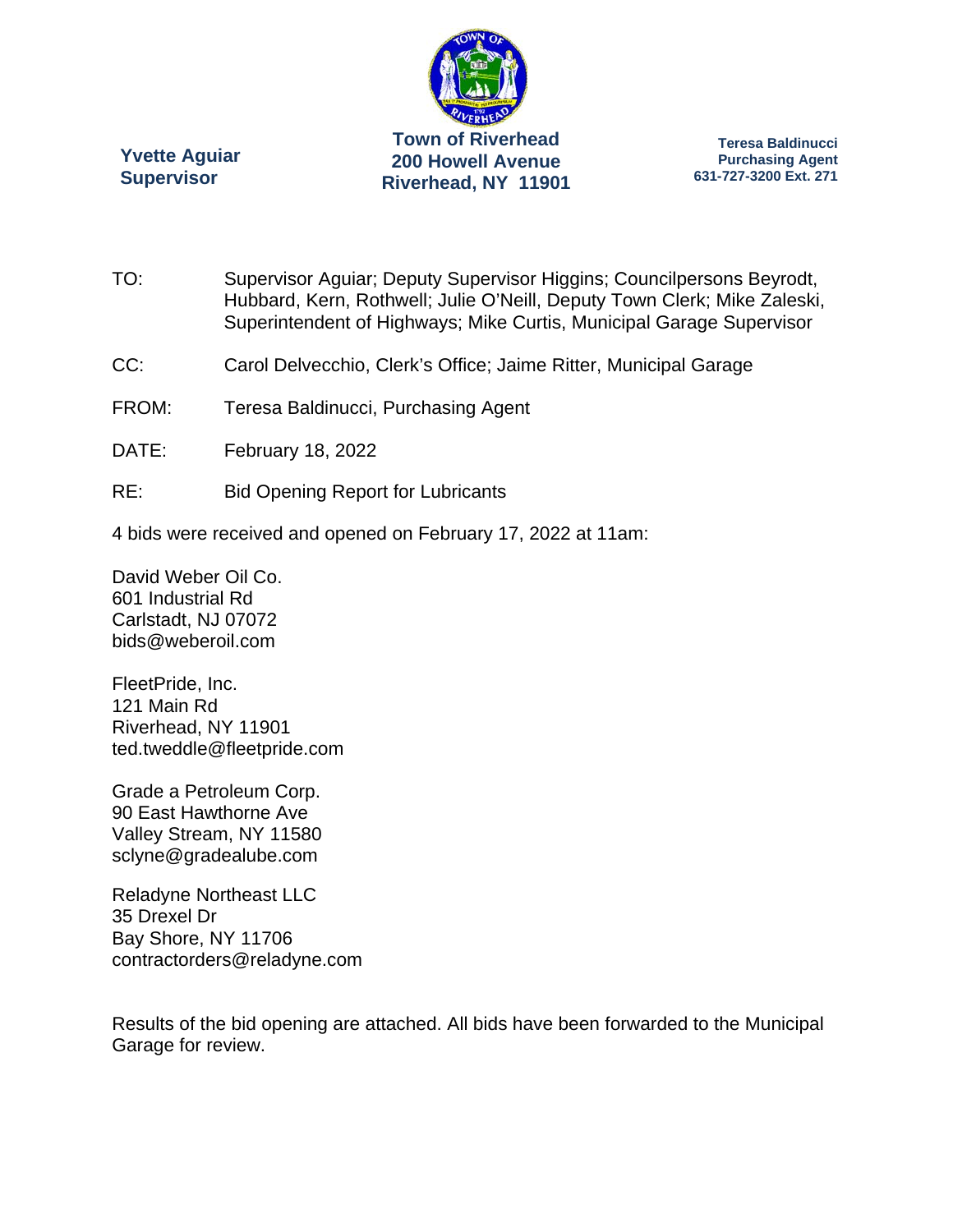**Yvette Aguiar**
**Supervisor**

**Town of Riverhead**
**200 Howell Avenue**
**Riverhead, NY 11901**

**Teresa Baldinucci**
**Purchasing Agent**
**631-727-3200 Ext. 271**

TO: Supervisor Aguiar; Deputy Supervisor Higgins; Councilpersons Beyrodt, Hubbard, Kern, Rothwell; Julie O'Neill, Deputy Town Clerk; Mike Zaleski, Superintendent of Highways; Mike Curtis, Municipal Garage Supervisor

CC: Carol Delvecchio, Clerk's Office; Jaime Ritter, Municipal Garage

FROM: Teresa Baldinucci, Purchasing Agent

DATE: February 18, 2022

RE: Bid Opening Report for Lubricants

4 bids were received and opened on February 17, 2022 at 11am:

David Weber Oil Co.
601 Industrial Rd
Carlstadt, NJ 07072
bids@weberoil.com

FleetPride, Inc.
121 Main Rd
Riverhead, NY 11901
ted.tweddle@fleetpride.com

Grade a Petroleum Corp.
90 East Hawthorne Ave
Valley Stream, NY 11580
sclyne@gradealube.com

Reladyne Northeast LLC
35 Drexel Dr
Bay Shore, NY 11706
contractorders@reladyne.com

Results of the bid opening are attached. All bids have been forwarded to the Municipal Garage for review.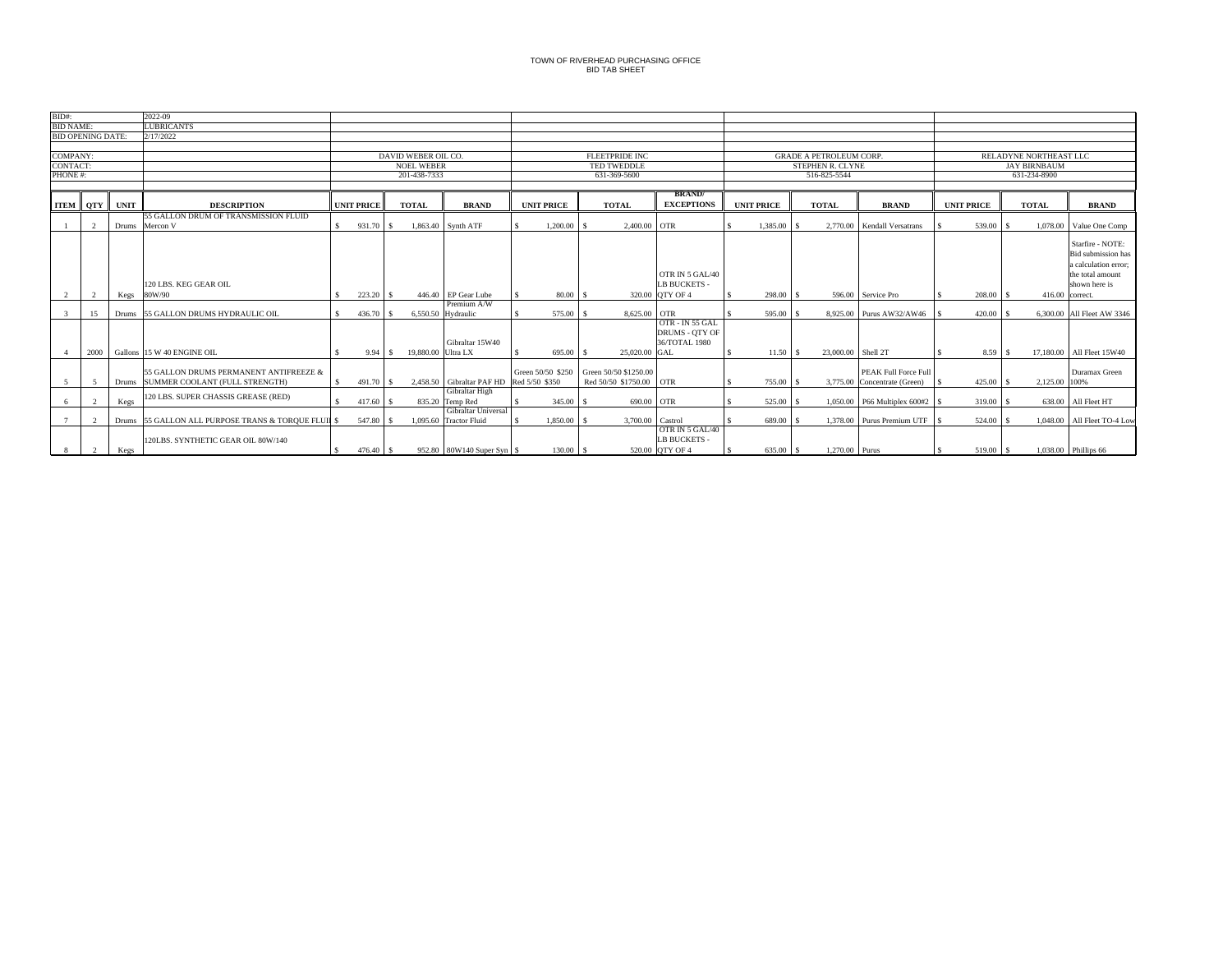TOWN OF RIVERHEAD PURCHASING OFFICE
BID TAB SHEET

| | | | | | | | | | | | | | | | |
|---|---|---|---|---|---|---|---|---|---|---|---|---|---|---|---|
| BID#: | | | 2022-09 | | | | | | | | | | | | |
| BID NAME: | | | LUBRICANTS | | | | | | | | | | | | |
| BID OPENING DATE: | | | 2/17/2022 | | | | | | | | | | | | |
| COMPANY: | | | | | DAVID WEBER OIL CO. | | | FLEETPRIDE INC | | | GRADE A PETROLEUM CORP. | | | RELADYNE NORTHEAST LLC | |
| CONTACT: | | | | | NOEL WEBER | | | TED TWEDDLE | | | STEPHEN R. CLYNE | | | JAY BIRNBAUM | |
| PHONE #: | | | | | 201-438-7333 | | | 631-369-5600 | | | 516-825-5544 | | | 631-234-8900 | |
| **ITEM** | **QTY** | **UNIT** | **DESCRIPTION** | **UNIT PRICE** | **TOTAL** | **BRAND** | **UNIT PRICE** | **TOTAL** | **BRAND/ EXCEPTIONS** | **UNIT PRICE** | **TOTAL** | **BRAND** | **UNIT PRICE** | **TOTAL** | **BRAND** |
| 1 | 2 | Drums | 55 GALLON DRUM OF TRANSMISSION FLUID Mercon V | $ 931.70 | $ 1,863.40 | Synth ATF | $ 1,200.00 | $ 2,400.00 | OTR | $ 1,385.00 | $ 2,770.00 | Kendall Versatrans | $ 539.00 | $ 1,078.00 | Value One Comp |
| 2 | 2 | Kegs | 120 LBS. KEG GEAR OIL 80W/90 | $ 223.20 | $ 446.40 | EP Gear Lube | $ 80.00 | $ 320.00 | OTR IN 5 GAL/40 LB BUCKETS - QTY OF 4 | $ 298.00 | $ 596.00 | Service Pro | $ 208.00 | $ 416.00 | Starfire - NOTE: Bid submission has a calculation error; the total amount shown here is correct. |
| 3 | 15 | Drums | 55 GALLON DRUMS HYDRAULIC OIL | $ 436.70 | $ 6,550.50 | Premium A/W Hydraulic | $ 575.00 | $ 8,625.00 | OTR | $ 595.00 | $ 8,925.00 | Purus AW32/AW46 | $ 420.00 | $ 6,300.00 | All Fleet AW 3346 |
| 4 | 2000 | Gallons | 15 W 40 ENGINE OIL | $ 9.94 | $ 19,880.00 | Gibraltar 15W40 Ultra LX | $ 695.00 | $ 25,020.00 | OTR - IN 55 GAL DRUMS - QTY OF 36/TOTAL 1980 GAL | $ 11.50 | $ 23,000.00 | Shell 2T | $ 8.59 | $ 17,180.00 | All Fleet 15W40 |
| 5 | 5 | Drums | 55 GALLON DRUMS PERMANENT ANTIFREEZE & SUMMER COOLANT (FULL STRENGTH) | $ 491.70 | $ 2,458.50 | Gibraltar PAF HD | Green 50/50 $250 Red 5/50 $350 | Green 50/50 $1250.00 Red 50/50 $1750.00 | OTR | $ 755.00 | $ 3,775.00 | PEAK Full Force Full Concentrate (Green) | $ 425.00 | $ 2,125.00 | Duramax Green 100% |
| 6 | 2 | Kegs | 120 LBS. SUPER CHASSIS GREASE (RED) | $ 417.60 | $ 835.20 | Gibraltar High Temp Red | $ 345.00 | $ 690.00 | OTR | $ 525.00 | $ 1,050.00 | P66 Multiplex 600#2 | $ 319.00 | $ 638.00 | All Fleet HT |
| 7 | 2 | Drums | 55 GALLON ALL PURPOSE TRANS & TORQUE FLUID | $ 547.80 | $ 1,095.60 | Gibraltar Universal Tractor Fluid | $ 1,850.00 | $ 3,700.00 | Castrol | $ 689.00 | $ 1,378.00 | Purus Premium UTF | $ 524.00 | $ 1,048.00 | All Fleet TO-4 Low |
| 8 | 2 | Kegs | 120LBS. SYNTHETIC GEAR OIL 80W/140 | $ 476.40 | $ 952.80 | 80W140 Super Syn | $ 130.00 | $ 520.00 | OTR IN 5 GAL/40 LB BUCKETS - QTY OF 4 | $ 635.00 | $ 1,270.00 | Purus | $ 519.00 | $ 1,038.00 | Phillips 66 |